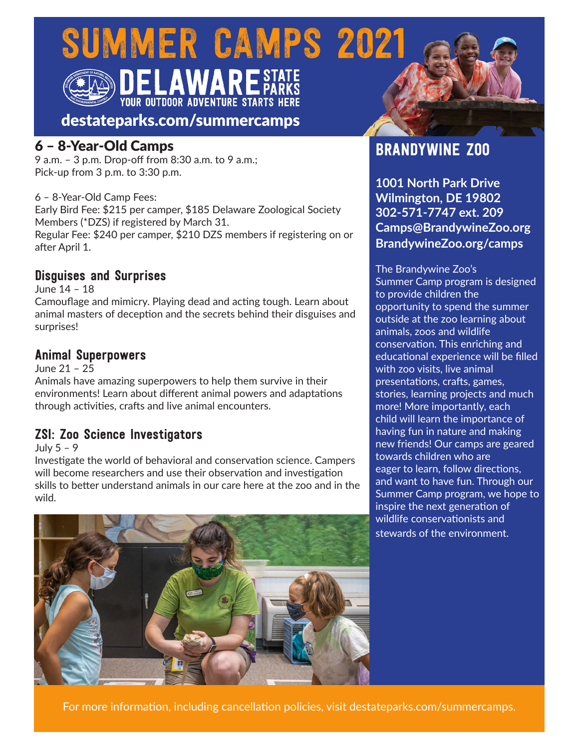# SUMMER CAMPS 2021

DELAWARE STATE PARKS

YOUR OUTDOOR ADVENTURE STARTS HERE

destateparks.com/summercamps

## 6 – 8-Year-Old Camps

9 a.m. – 3 p.m. Drop-off from 8:30 a.m. to 9 a.m.;
Pick-up from 3 p.m. to 3:30 p.m.

6 – 8-Year-Old Camp Fees:
Early Bird Fee: $215 per camper, $185 Delaware Zoological Society Members (*DZS) if registered by March 31.
Regular Fee: $240 per camper, $210 DZS members if registering on or after April 1.

### Disguises and Surprises

June 14 – 18

Camouflage and mimicry. Playing dead and acting tough. Learn about animal masters of deception and the secrets behind their disguises and surprises!

### Animal Superpowers

June 21 – 25

Animals have amazing superpowers to help them survive in their environments! Learn about different animal powers and adaptations through activities, crafts and live animal encounters.

### ZSI: Zoo Science Investigators

July 5 – 9

Investigate the world of behavioral and conservation science. Campers will become researchers and use their observation and investigation skills to better understand animals in our care here at the zoo and in the wild.

## BRANDYWINE ZOO

**1001 North Park Drive**
**Wilmington, DE 19802**
**302-571-7747 ext. 209**
**Camps@BrandywineZoo.org**
**BrandywineZoo.org/camps**

The Brandywine Zoo's Summer Camp program is designed to provide children the opportunity to spend the summer outside at the zoo learning about animals, zoos and wildlife conservation. This enriching and educational experience will be filled with zoo visits, live animal presentations, crafts, games, stories, learning projects and much more! More importantly, each child will learn the importance of having fun in nature and making new friends! Our camps are geared towards children who are eager to learn, follow directions, and want to have fun. Through our Summer Camp program, we hope to inspire the next generation of wildlife conservationists and stewards of the environment.

For more information, including cancellation policies, visit destateparks.com/summercamps.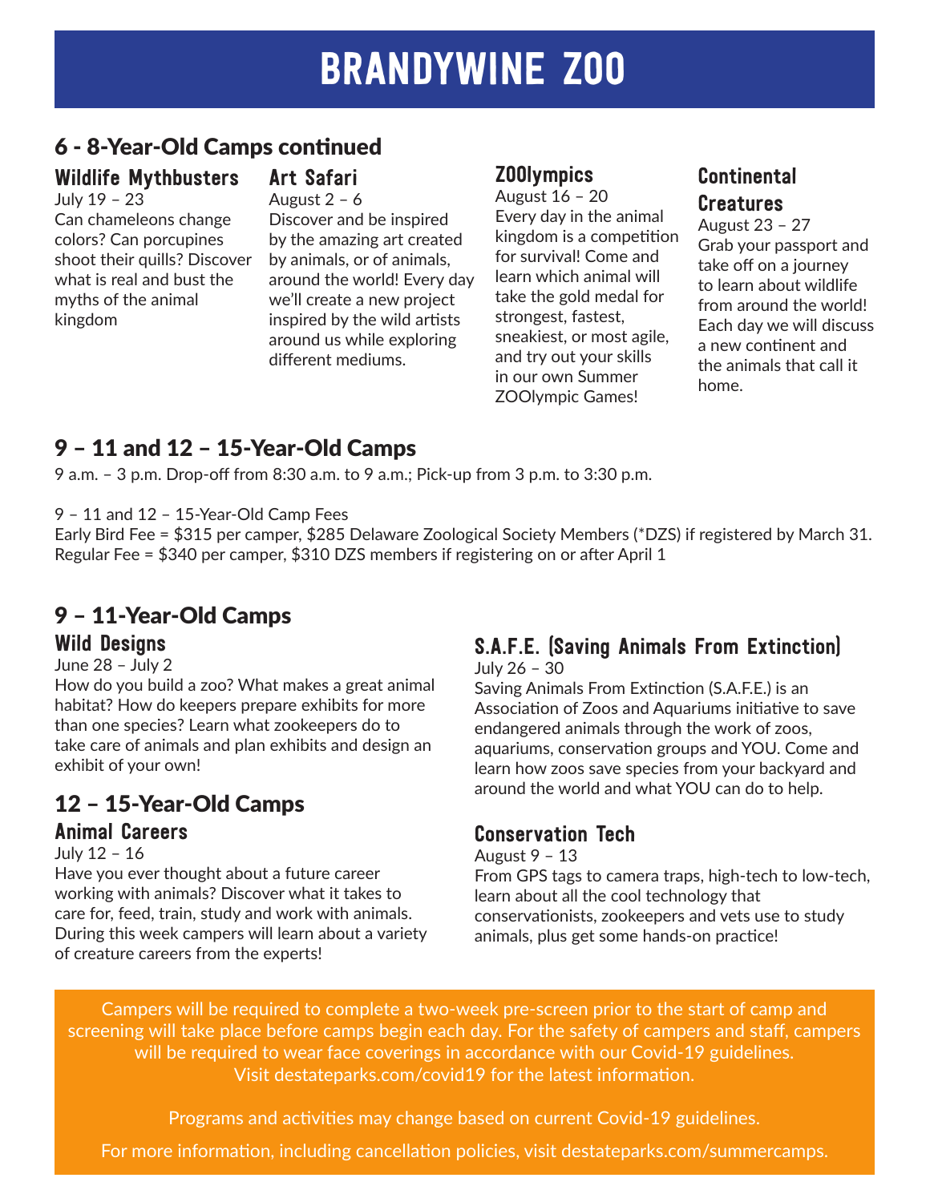# BRANDYWINE ZOO

## 6 - 8-Year-Old Camps continued

### Wildlife Mythbusters

July 19 – 23

Can chameleons change colors? Can porcupines shoot their quills? Discover what is real and bust the myths of the animal kingdom

### Art Safari

August 2 – 6

Discover and be inspired by the amazing art created by animals, or of animals, around the world! Every day we'll create a new project inspired by the wild artists around us while exploring different mediums.

### ZOOlympics

August 16 – 20

Every day in the animal kingdom is a competition for survival! Come and learn which animal will take the gold medal for strongest, fastest, sneakiest, or most agile, and try out your skills in our own Summer ZOOlympic Games!

### Continental Creatures

August 23 – 27

Grab your passport and take off on a journey to learn about wildlife from around the world! Each day we will discuss a new continent and the animals that call it home.

## 9 – 11 and 12 – 15-Year-Old Camps

9 a.m. – 3 p.m. Drop-off from 8:30 a.m. to 9 a.m.; Pick-up from 3 p.m. to 3:30 p.m.

9 – 11 and 12 – 15-Year-Old Camp Fees

Early Bird Fee = $315 per camper, $285 Delaware Zoological Society Members (*DZS) if registered by March 31.
Regular Fee = $340 per camper, $310 DZS members if registering on or after April 1

## 9 – 11-Year-Old Camps

### Wild Designs

June 28 – July 2

How do you build a zoo? What makes a great animal habitat? How do keepers prepare exhibits for more than one species? Learn what zookeepers do to take care of animals and plan exhibits and design an exhibit of your own!

## 12 – 15-Year-Old Camps

### Animal Careers

July 12 – 16

Have you ever thought about a future career working with animals? Discover what it takes to care for, feed, train, study and work with animals. During this week campers will learn about a variety of creature careers from the experts!

### S.A.F.E. (Saving Animals From Extinction)

July 26 – 30

Saving Animals From Extinction (S.A.F.E.) is an Association of Zoos and Aquariums initiative to save endangered animals through the work of zoos, aquariums, conservation groups and YOU. Come and learn how zoos save species from your backyard and around the world and what YOU can do to help.

### Conservation Tech

August 9 – 13

From GPS tags to camera traps, high-tech to low-tech, learn about all the cool technology that conservationists, zookeepers and vets use to study animals, plus get some hands-on practice!

Campers will be required to complete a two-week pre-screen prior to the start of camp and screening will take place before camps begin each day. For the safety of campers and staff, campers will be required to wear face coverings in accordance with our Covid-19 guidelines. Visit destateparks.com/covid19 for the latest information.

Programs and activities may change based on current Covid-19 guidelines.

For more information, including cancellation policies, visit destateparks.com/summercamps.